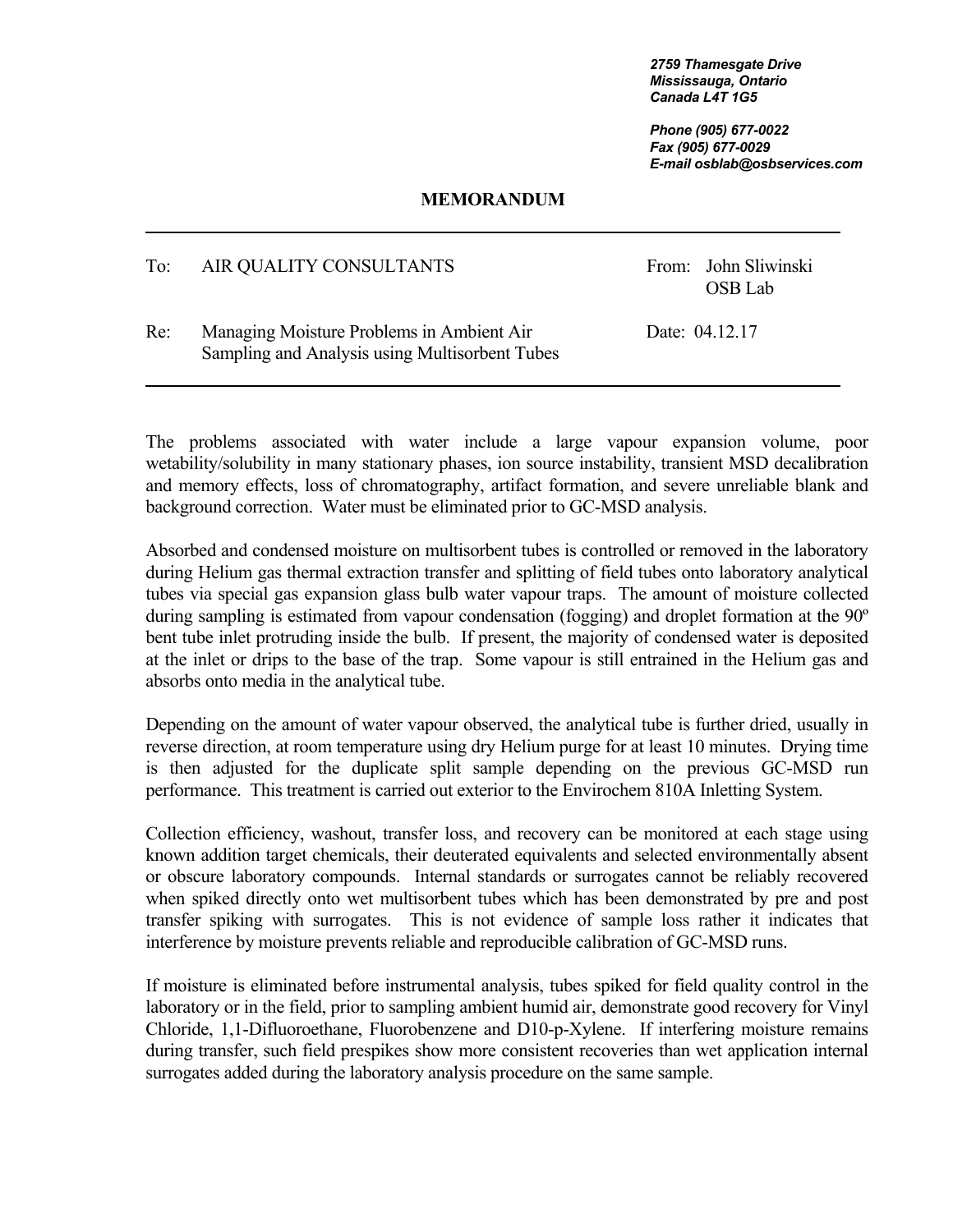*2759 Thamesgate Drive*
*Mississauga, Ontario*
*Canada L4T 1G5*

*Phone (905) 677-0022*
*Fax (905) 677-0029*
*E-mail osblab@osbservices.com*

# MEMORANDUM

| | | | |
|---|---|---|---|
| To: | AIR QUALITY CONSULTANTS | From: | John Sliwinski<br>OSB Lab |
| Re: | Managing Moisture Problems in Ambient Air Sampling and Analysis using Multisorbent Tubes | Date: | 04.12.17 |

The problems associated with water include a large vapour expansion volume, poor wetability/solubility in many stationary phases, ion source instability, transient MSD decalibration and memory effects, loss of chromatography, artifact formation, and severe unreliable blank and background correction. Water must be eliminated prior to GC-MSD analysis.

Absorbed and condensed moisture on multisorbent tubes is controlled or removed in the laboratory during Helium gas thermal extraction transfer and splitting of field tubes onto laboratory analytical tubes via special gas expansion glass bulb water vapour traps. The amount of moisture collected during sampling is estimated from vapour condensation (fogging) and droplet formation at the 90º bent tube inlet protruding inside the bulb. If present, the majority of condensed water is deposited at the inlet or drips to the base of the trap. Some vapour is still entrained in the Helium gas and absorbs onto media in the analytical tube.

Depending on the amount of water vapour observed, the analytical tube is further dried, usually in reverse direction, at room temperature using dry Helium purge for at least 10 minutes. Drying time is then adjusted for the duplicate split sample depending on the previous GC-MSD run performance. This treatment is carried out exterior to the Envirochem 810A Inletting System.

Collection efficiency, washout, transfer loss, and recovery can be monitored at each stage using known addition target chemicals, their deuterated equivalents and selected environmentally absent or obscure laboratory compounds. Internal standards or surrogates cannot be reliably recovered when spiked directly onto wet multisorbent tubes which has been demonstrated by pre and post transfer spiking with surrogates. This is not evidence of sample loss rather it indicates that interference by moisture prevents reliable and reproducible calibration of GC-MSD runs.

If moisture is eliminated before instrumental analysis, tubes spiked for field quality control in the laboratory or in the field, prior to sampling ambient humid air, demonstrate good recovery for Vinyl Chloride, 1,1-Difluoroethane, Fluorobenzene and D10-p-Xylene. If interfering moisture remains during transfer, such field prespikes show more consistent recoveries than wet application internal surrogates added during the laboratory analysis procedure on the same sample.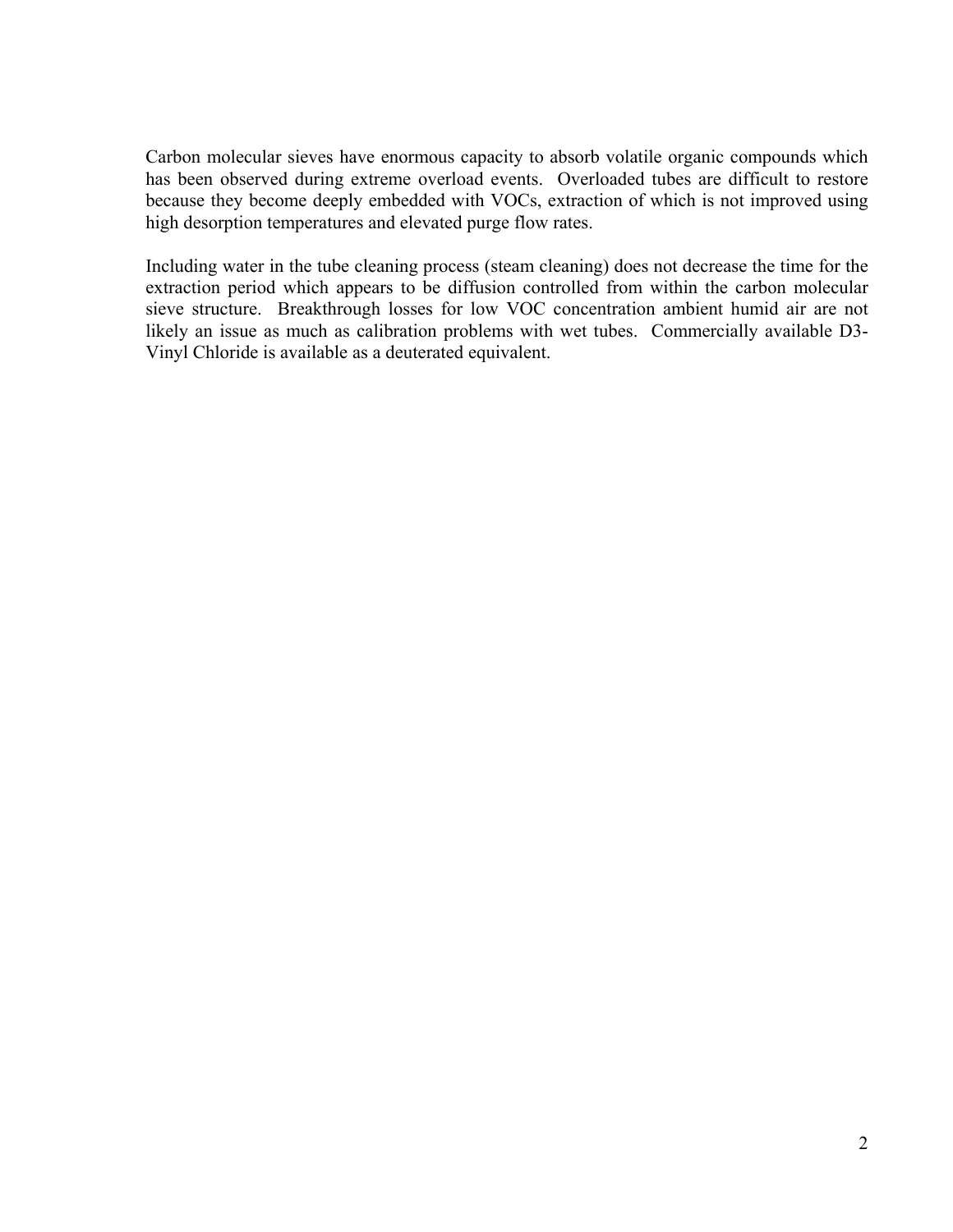Carbon molecular sieves have enormous capacity to absorb volatile organic compounds which has been observed during extreme overload events. Overloaded tubes are difficult to restore because they become deeply embedded with VOCs, extraction of which is not improved using high desorption temperatures and elevated purge flow rates.

Including water in the tube cleaning process (steam cleaning) does not decrease the time for the extraction period which appears to be diffusion controlled from within the carbon molecular sieve structure. Breakthrough losses for low VOC concentration ambient humid air are not likely an issue as much as calibration problems with wet tubes. Commercially available D3-Vinyl Chloride is available as a deuterated equivalent.